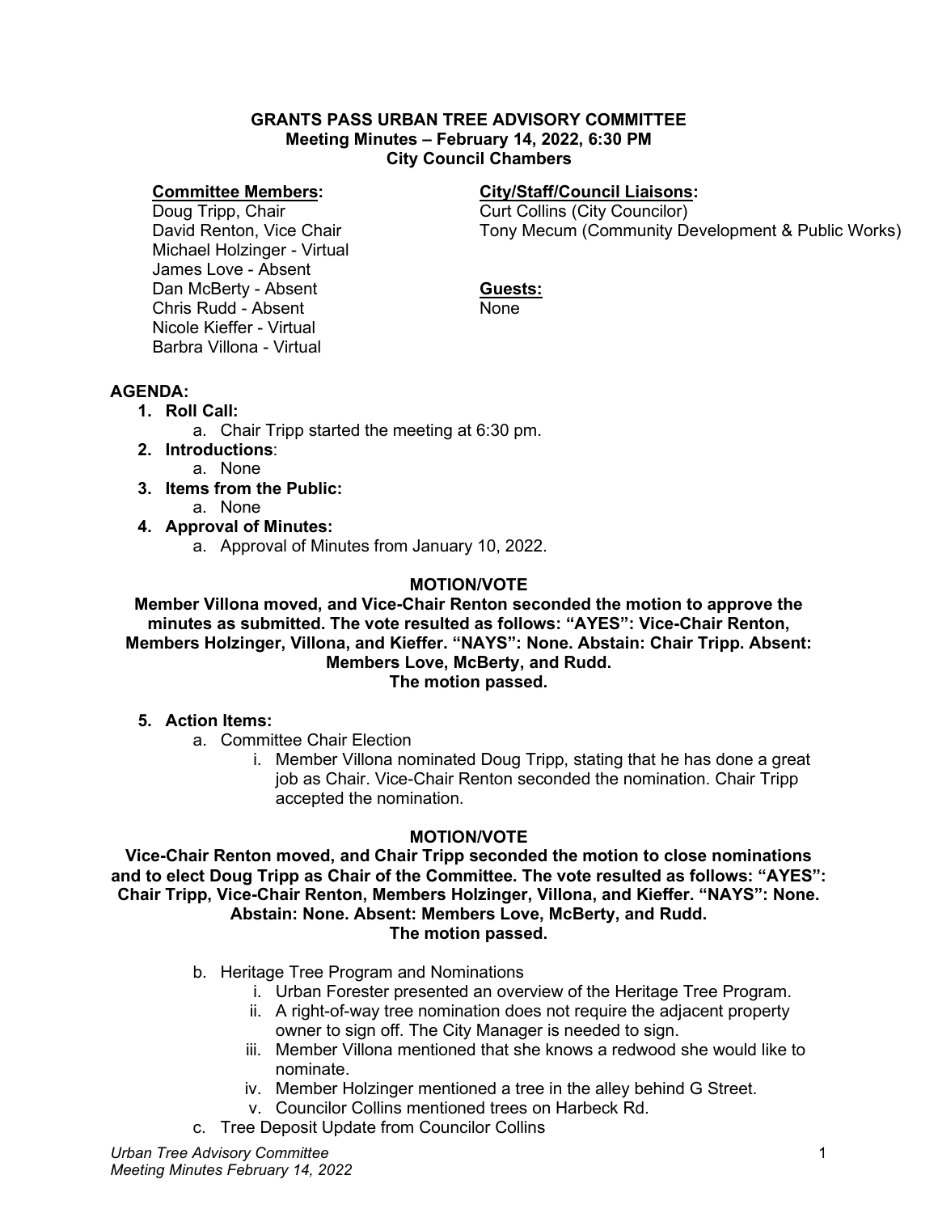# GRANTS PASS URBAN TREE ADVISORY COMMITTEE
## Meeting Minutes – February 14, 2022, 6:30 PM
## City Council Chambers

**Committee Members:**
Doug Tripp, Chair
David Renton, Vice Chair
Michael Holzinger - Virtual
James Love - Absent
Dan McBerty - Absent
Chris Rudd - Absent
Nicole Kieffer - Virtual
Barbra Villona - Virtual

**City/Staff/Council Liaisons:**
Curt Collins (City Councilor)
Tony Mecum (Community Development & Public Works)

**Guests:**
None

**AGENDA:**

1. **Roll Call:**
   a. Chair Tripp started the meeting at 6:30 pm.
2. **Introductions**:
   a. None
3. **Items from the Public:**
   a. None
4. **Approval of Minutes:**
   a. Approval of Minutes from January 10, 2022.

**MOTION/VOTE**

**Member Villona moved, and Vice-Chair Renton seconded the motion to approve the minutes as submitted. The vote resulted as follows: "AYES": Vice-Chair Renton, Members Holzinger, Villona, and Kieffer. "NAYS": None. Abstain: Chair Tripp. Absent: Members Love, McBerty, and Rudd.**
**The motion passed.**

5. **Action Items:**
   a. Committee Chair Election
      i. Member Villona nominated Doug Tripp, stating that he has done a great job as Chair. Vice-Chair Renton seconded the nomination. Chair Tripp accepted the nomination.

**MOTION/VOTE**

**Vice-Chair Renton moved, and Chair Tripp seconded the motion to close nominations and to elect Doug Tripp as Chair of the Committee. The vote resulted as follows: "AYES": Chair Tripp, Vice-Chair Renton, Members Holzinger, Villona, and Kieffer. "NAYS": None. Abstain: None. Absent: Members Love, McBerty, and Rudd.**
**The motion passed.**

   b. Heritage Tree Program and Nominations
      i. Urban Forester presented an overview of the Heritage Tree Program.
      ii. A right-of-way tree nomination does not require the adjacent property owner to sign off. The City Manager is needed to sign.
      iii. Member Villona mentioned that she knows a redwood she would like to nominate.
      iv. Member Holzinger mentioned a tree in the alley behind G Street.
      v. Councilor Collins mentioned trees on Harbeck Rd.
   c. Tree Deposit Update from Councilor Collins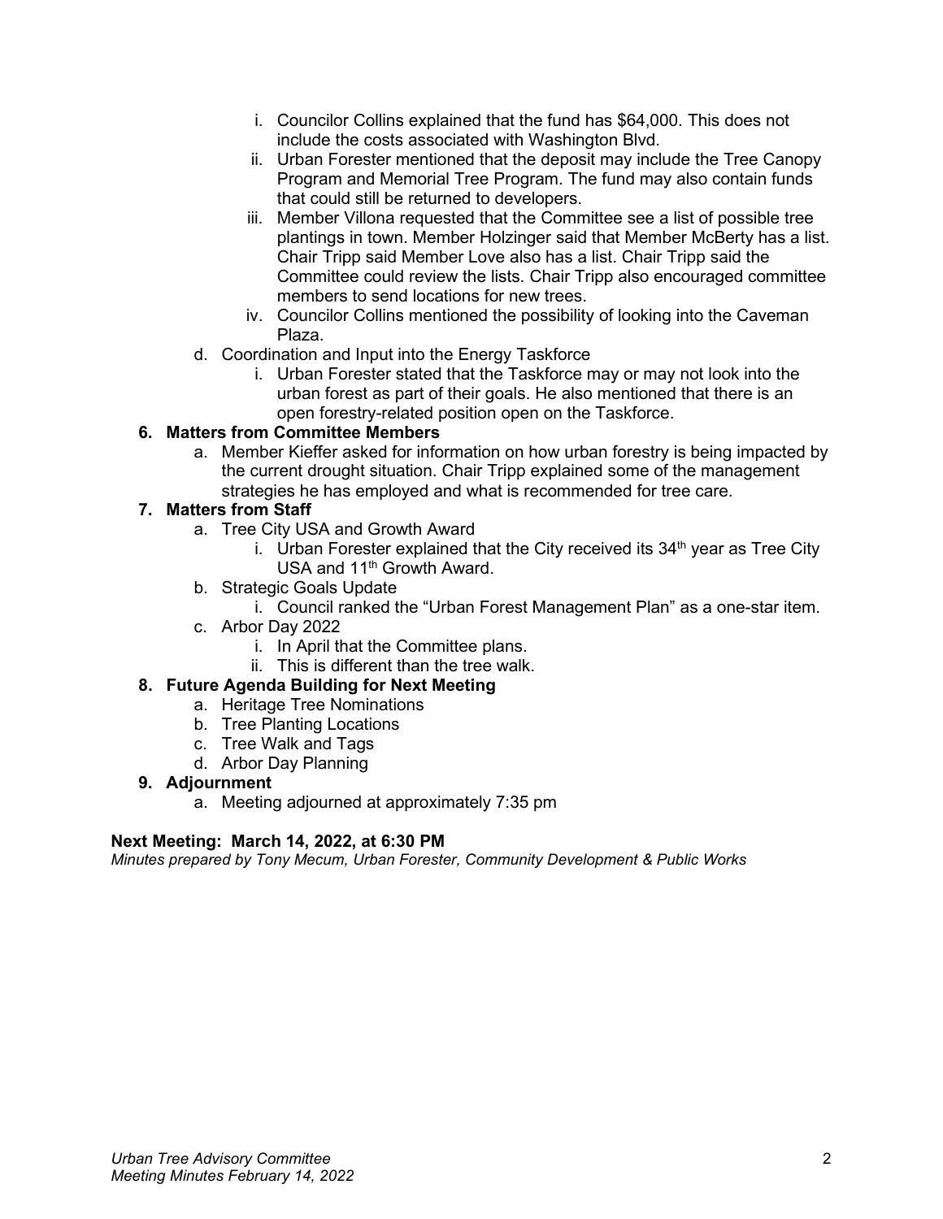i. Councilor Collins explained that the fund has $64,000. This does not include the costs associated with Washington Blvd.

ii. Urban Forester mentioned that the deposit may include the Tree Canopy Program and Memorial Tree Program. The fund may also contain funds that could still be returned to developers.

iii. Member Villona requested that the Committee see a list of possible tree plantings in town. Member Holzinger said that Member McBerty has a list. Chair Tripp said Member Love also has a list. Chair Tripp said the Committee could review the lists. Chair Tripp also encouraged committee members to send locations for new trees.

iv. Councilor Collins mentioned the possibility of looking into the Caveman Plaza.

d. Coordination and Input into the Energy Taskforce

i. Urban Forester stated that the Taskforce may or may not look into the urban forest as part of their goals. He also mentioned that there is an open forestry-related position open on the Taskforce.

**6. Matters from Committee Members**

a. Member Kieffer asked for information on how urban forestry is being impacted by the current drought situation. Chair Tripp explained some of the management strategies he has employed and what is recommended for tree care.

**7. Matters from Staff**

a. Tree City USA and Growth Award

i. Urban Forester explained that the City received its 34th year as Tree City USA and 11th Growth Award.

b. Strategic Goals Update

i. Council ranked the "Urban Forest Management Plan" as a one-star item.

c. Arbor Day 2022

i. In April that the Committee plans.

ii. This is different than the tree walk.

**8. Future Agenda Building for Next Meeting**

a. Heritage Tree Nominations

b. Tree Planting Locations

c. Tree Walk and Tags

d. Arbor Day Planning

**9. Adjournment**

a. Meeting adjourned at approximately 7:35 pm

**Next Meeting: March 14, 2022, at 6:30 PM**

*Minutes prepared by Tony Mecum, Urban Forester, Community Development & Public Works*